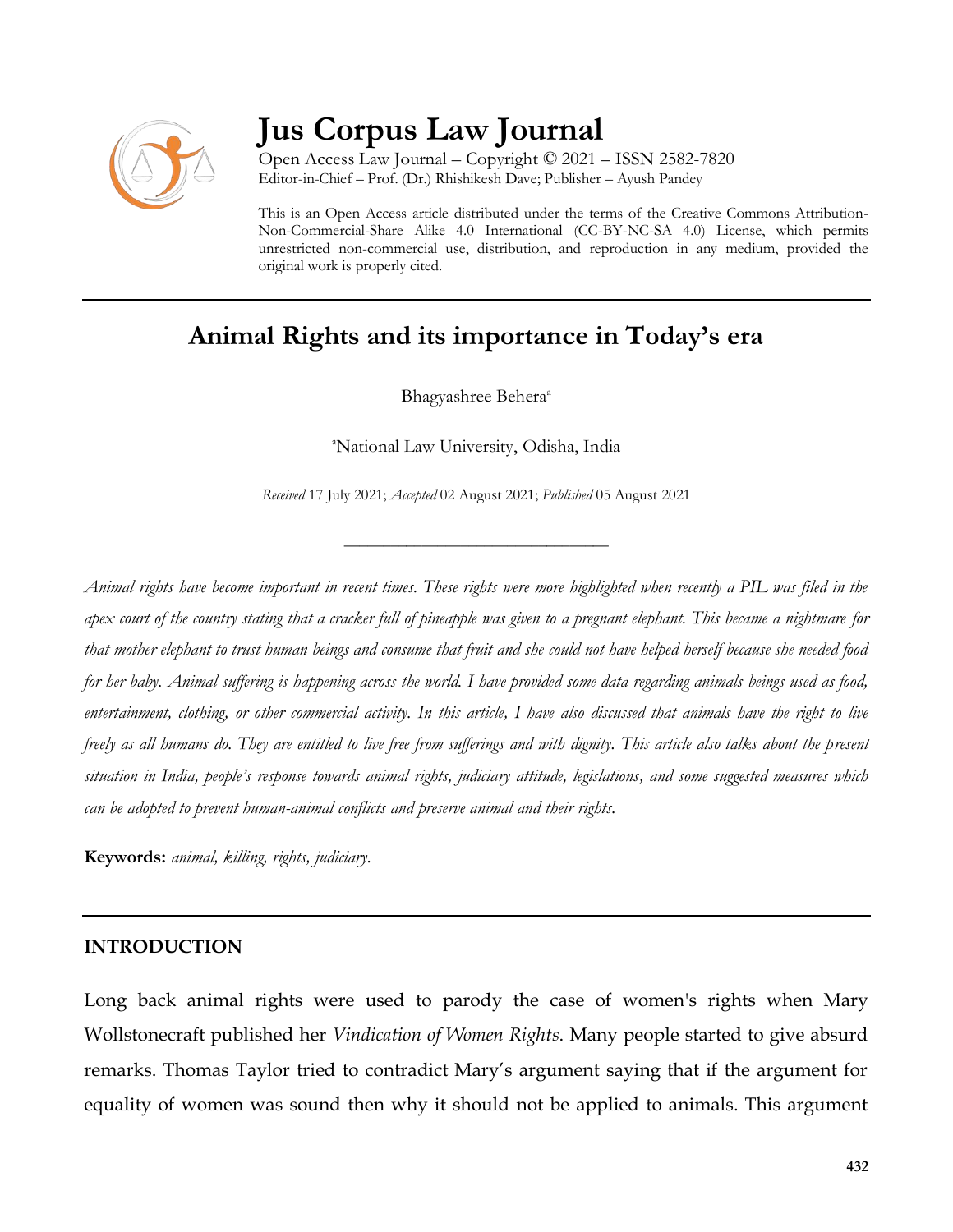# Jus Corpus Law Journal

Open Access Law Journal – Copyright © 2021 – ISSN 2582-7820
Editor-in-Chief – Prof. (Dr.) Rhishikesh Dave; Publisher – Ayush Pandey

This is an Open Access article distributed under the terms of the Creative Commons Attribution-Non-Commercial-Share Alike 4.0 International (CC-BY-NC-SA 4.0) License, which permits unrestricted non-commercial use, distribution, and reproduction in any medium, provided the original work is properly cited.

## Animal Rights and its importance in Today's era

Bhagyashree Behera[a]

[a]National Law University, Odisha, India

*Received* 17 July 2021; *Accepted* 02 August 2021; *Published* 05 August 2021

---

*Animal rights have become important in recent times. These rights were more highlighted when recently a PIL was filed in the apex court of the country stating that a cracker full of pineapple was given to a pregnant elephant. This became a nightmare for that mother elephant to trust human beings and consume that fruit and she could not have helped herself because she needed food for her baby. Animal suffering is happening across the world. I have provided some data regarding animals beings used as food, entertainment, clothing, or other commercial activity. In this article, I have also discussed that animals have the right to live freely as all humans do. They are entitled to live free from sufferings and with dignity. This article also talks about the present situation in India, people's response towards animal rights, judiciary attitude, legislations, and some suggested measures which can be adopted to prevent human-animal conflicts and preserve animal and their rights.*

**Keywords:** *animal, killing, rights, judiciary.*

---

### INTRODUCTION

Long back animal rights were used to parody the case of women's rights when Mary Wollstonecraft published her *Vindication of Women Rights*. Many people started to give absurd remarks. Thomas Taylor tried to contradict Mary's argument saying that if the argument for equality of women was sound then why it should not be applied to animals. This argument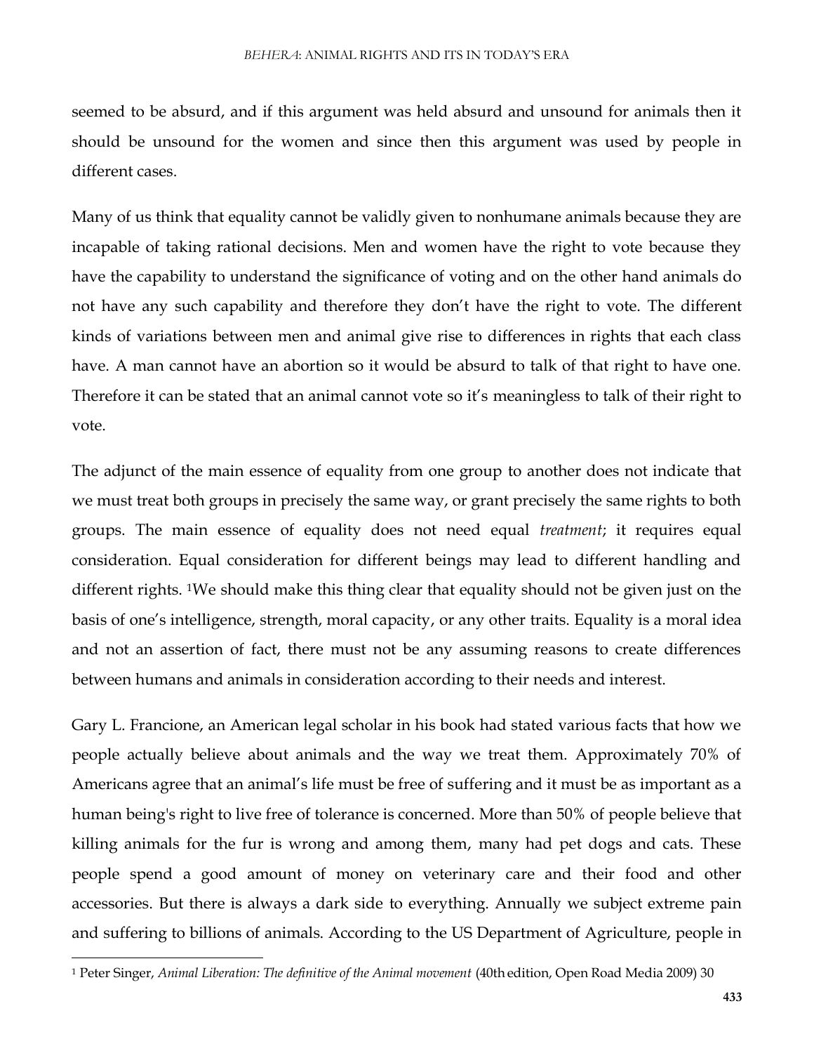seemed to be absurd, and if this argument was held absurd and unsound for animals then it should be unsound for the women and since then this argument was used by people in different cases.

Many of us think that equality cannot be validly given to nonhumane animals because they are incapable of taking rational decisions. Men and women have the right to vote because they have the capability to understand the significance of voting and on the other hand animals do not have any such capability and therefore they don't have the right to vote. The different kinds of variations between men and animal give rise to differences in rights that each class have. A man cannot have an abortion so it would be absurd to talk of that right to have one. Therefore it can be stated that an animal cannot vote so it's meaningless to talk of their right to vote.

The adjunct of the main essence of equality from one group to another does not indicate that we must treat both groups in precisely the same way, or grant precisely the same rights to both groups. The main essence of equality does not need equal *treatment*; it requires equal consideration. Equal consideration for different beings may lead to different handling and different rights. [1]We should make this thing clear that equality should not be given just on the basis of one's intelligence, strength, moral capacity, or any other traits. Equality is a moral idea and not an assertion of fact, there must not be any assuming reasons to create differences between humans and animals in consideration according to their needs and interest.

Gary L. Francione, an American legal scholar in his book had stated various facts that how we people actually believe about animals and the way we treat them. Approximately 70% of Americans agree that an animal's life must be free of suffering and it must be as important as a human being's right to live free of tolerance is concerned. More than 50% of people believe that killing animals for the fur is wrong and among them, many had pet dogs and cats. These people spend a good amount of money on veterinary care and their food and other accessories. But there is always a dark side to everything. Annually we subject extreme pain and suffering to billions of animals. According to the US Department of Agriculture, people in

[1] Peter Singer, *Animal Liberation: The definitive of the Animal movement* (40th edition, Open Road Media 2009) 30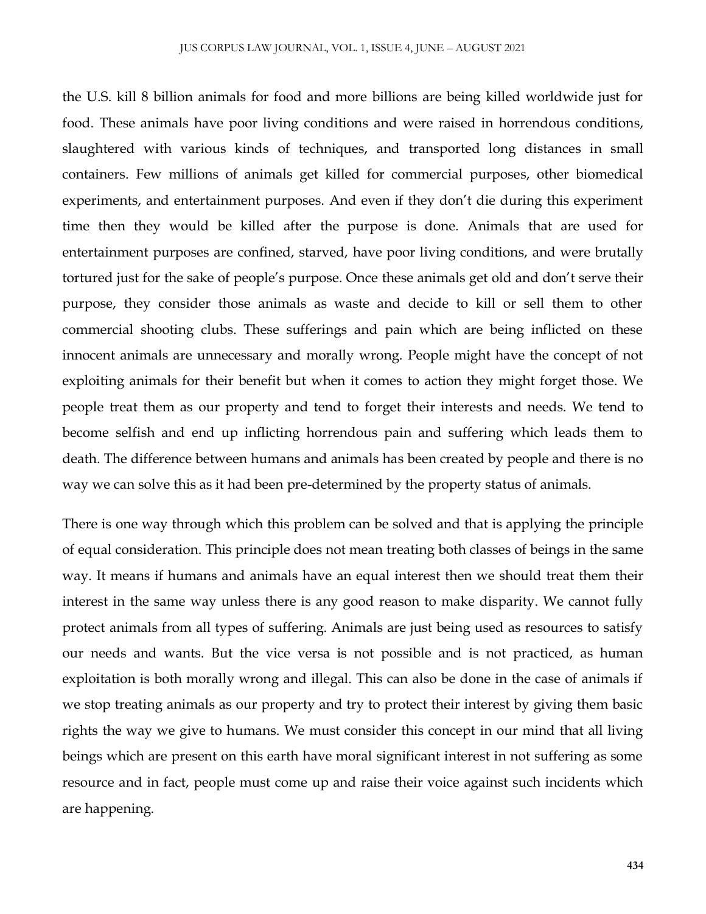the U.S. kill 8 billion animals for food and more billions are being killed worldwide just for food. These animals have poor living conditions and were raised in horrendous conditions, slaughtered with various kinds of techniques, and transported long distances in small containers. Few millions of animals get killed for commercial purposes, other biomedical experiments, and entertainment purposes. And even if they don't die during this experiment time then they would be killed after the purpose is done. Animals that are used for entertainment purposes are confined, starved, have poor living conditions, and were brutally tortured just for the sake of people's purpose. Once these animals get old and don't serve their purpose, they consider those animals as waste and decide to kill or sell them to other commercial shooting clubs. These sufferings and pain which are being inflicted on these innocent animals are unnecessary and morally wrong. People might have the concept of not exploiting animals for their benefit but when it comes to action they might forget those. We people treat them as our property and tend to forget their interests and needs. We tend to become selfish and end up inflicting horrendous pain and suffering which leads them to death. The difference between humans and animals has been created by people and there is no way we can solve this as it had been pre-determined by the property status of animals.

There is one way through which this problem can be solved and that is applying the principle of equal consideration. This principle does not mean treating both classes of beings in the same way. It means if humans and animals have an equal interest then we should treat them their interest in the same way unless there is any good reason to make disparity. We cannot fully protect animals from all types of suffering. Animals are just being used as resources to satisfy our needs and wants. But the vice versa is not possible and is not practiced, as human exploitation is both morally wrong and illegal. This can also be done in the case of animals if we stop treating animals as our property and try to protect their interest by giving them basic rights the way we give to humans. We must consider this concept in our mind that all living beings which are present on this earth have moral significant interest in not suffering as some resource and in fact, people must come up and raise their voice against such incidents which are happening.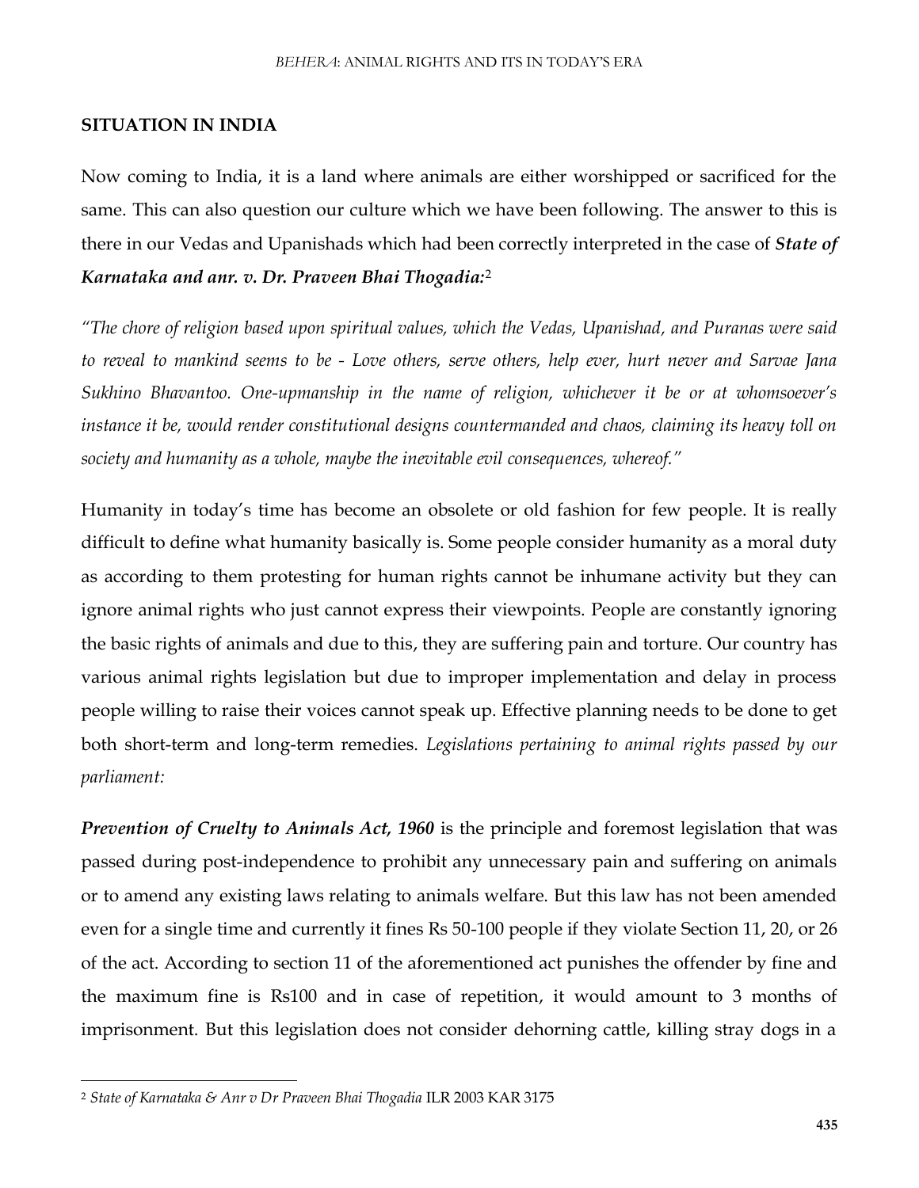## SITUATION IN INDIA

Now coming to India, it is a land where animals are either worshipped or sacrificed for the same. This can also question our culture which we have been following. The answer to this is there in our Vedas and Upanishads which had been correctly interpreted in the case of ***State of Karnataka and anr. v. Dr. Praveen Bhai Thogadia:***[2]

*"The chore of religion based upon spiritual values, which the Vedas, Upanishad, and Puranas were said to reveal to mankind seems to be - Love others, serve others, help ever, hurt never and Sarvae Jana Sukhino Bhavantoo. One-upmanship in the name of religion, whichever it be or at whomsoever's instance it be, would render constitutional designs countermanded and chaos, claiming its heavy toll on society and humanity as a whole, maybe the inevitable evil consequences, whereof."*

Humanity in today's time has become an obsolete or old fashion for few people. It is really difficult to define what humanity basically is. Some people consider humanity as a moral duty as according to them protesting for human rights cannot be inhumane activity but they can ignore animal rights who just cannot express their viewpoints. People are constantly ignoring the basic rights of animals and due to this, they are suffering pain and torture. Our country has various animal rights legislation but due to improper implementation and delay in process people willing to raise their voices cannot speak up. Effective planning needs to be done to get both short-term and long-term remedies. *Legislations pertaining to animal rights passed by our parliament:*

***Prevention of Cruelty to Animals Act, 1960*** is the principle and foremost legislation that was passed during post-independence to prohibit any unnecessary pain and suffering on animals or to amend any existing laws relating to animals welfare. But this law has not been amended even for a single time and currently it fines Rs 50-100 people if they violate Section 11, 20, or 26 of the act. According to section 11 of the aforementioned act punishes the offender by fine and the maximum fine is Rs100 and in case of repetition, it would amount to 3 months of imprisonment. But this legislation does not consider dehorning cattle, killing stray dogs in a

[2] *State of Karnataka & Anr v Dr Praveen Bhai Thogadia* ILR 2003 KAR 3175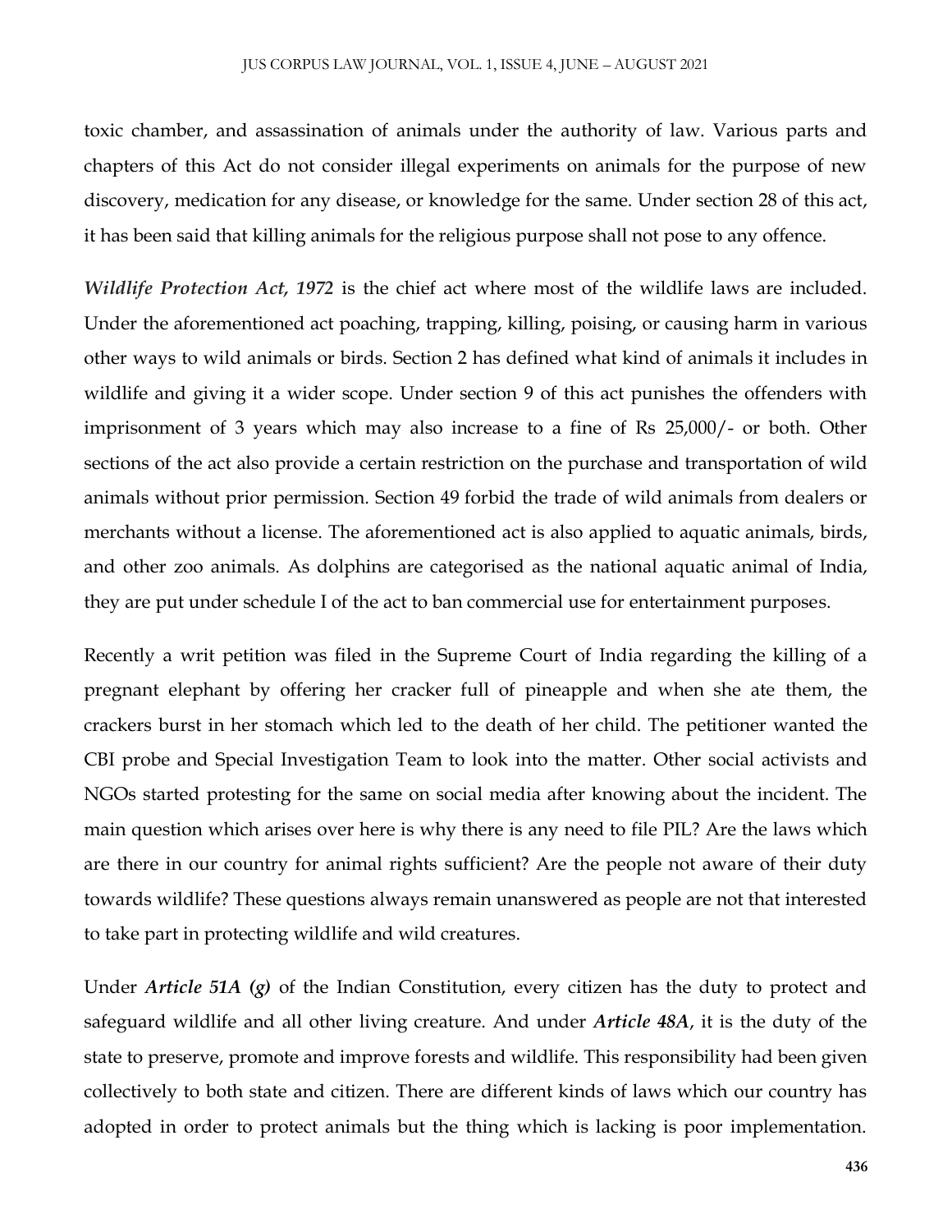toxic chamber, and assassination of animals under the authority of law. Various parts and chapters of this Act do not consider illegal experiments on animals for the purpose of new discovery, medication for any disease, or knowledge for the same. Under section 28 of this act, it has been said that killing animals for the religious purpose shall not pose to any offence.

***Wildlife Protection Act, 1972*** is the chief act where most of the wildlife laws are included. Under the aforementioned act poaching, trapping, killing, poising, or causing harm in various other ways to wild animals or birds. Section 2 has defined what kind of animals it includes in wildlife and giving it a wider scope. Under section 9 of this act punishes the offenders with imprisonment of 3 years which may also increase to a fine of Rs 25,000/- or both. Other sections of the act also provide a certain restriction on the purchase and transportation of wild animals without prior permission. Section 49 forbid the trade of wild animals from dealers or merchants without a license. The aforementioned act is also applied to aquatic animals, birds, and other zoo animals. As dolphins are categorised as the national aquatic animal of India, they are put under schedule I of the act to ban commercial use for entertainment purposes.

Recently a writ petition was filed in the Supreme Court of India regarding the killing of a pregnant elephant by offering her cracker full of pineapple and when she ate them, the crackers burst in her stomach which led to the death of her child. The petitioner wanted the CBI probe and Special Investigation Team to look into the matter. Other social activists and NGOs started protesting for the same on social media after knowing about the incident. The main question which arises over here is why there is any need to file PIL? Are the laws which are there in our country for animal rights sufficient? Are the people not aware of their duty towards wildlife? These questions always remain unanswered as people are not that interested to take part in protecting wildlife and wild creatures.

Under ***Article 51A (g)*** of the Indian Constitution, every citizen has the duty to protect and safeguard wildlife and all other living creature. And under ***Article 48A***, it is the duty of the state to preserve, promote and improve forests and wildlife. This responsibility had been given collectively to both state and citizen. There are different kinds of laws which our country has adopted in order to protect animals but the thing which is lacking is poor implementation.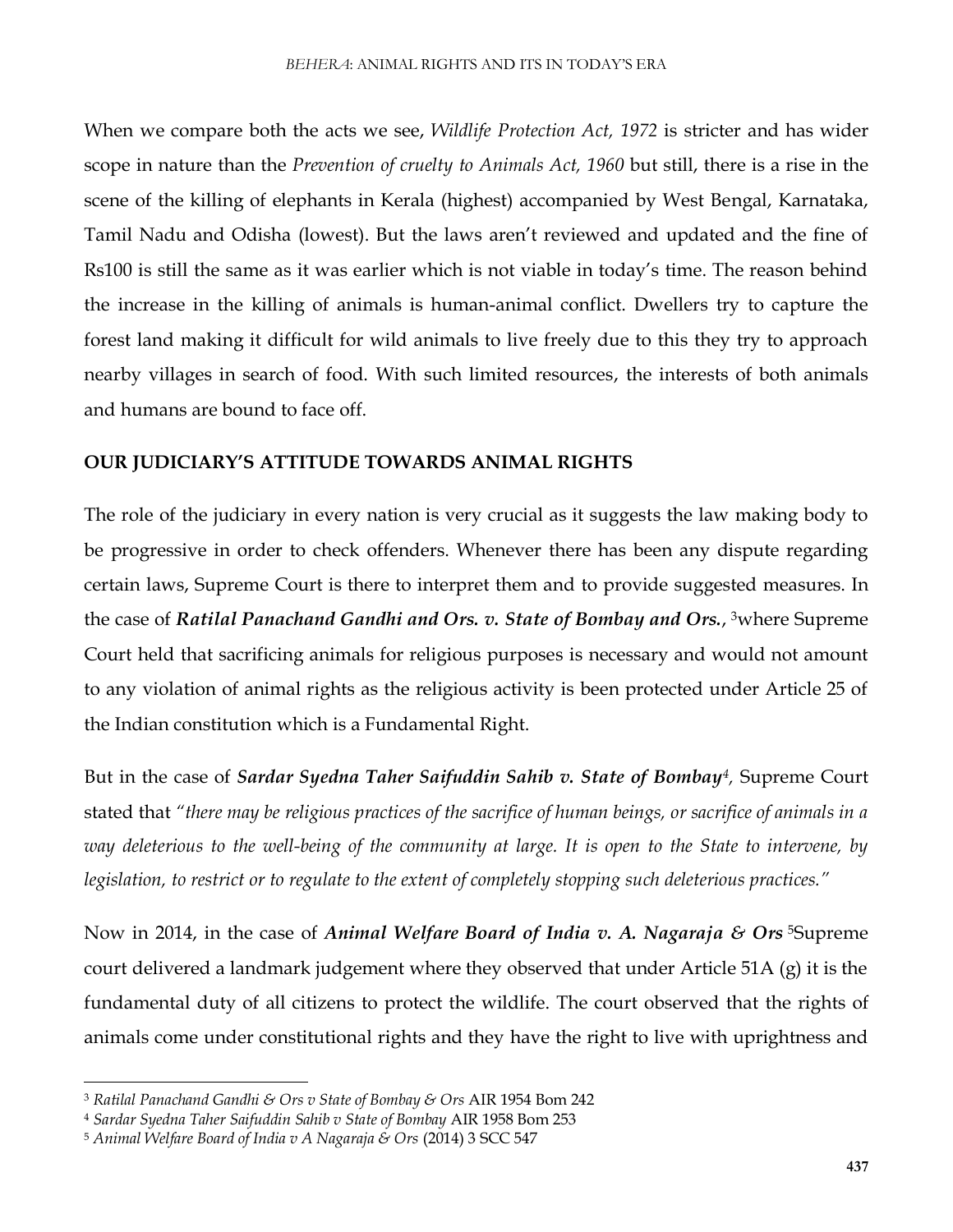When we compare both the acts we see, *Wildlife Protection Act, 1972* is stricter and has wider scope in nature than the *Prevention of cruelty to Animals Act, 1960* but still, there is a rise in the scene of the killing of elephants in Kerala (highest) accompanied by West Bengal, Karnataka, Tamil Nadu and Odisha (lowest). But the laws aren't reviewed and updated and the fine of Rs100 is still the same as it was earlier which is not viable in today's time. The reason behind the increase in the killing of animals is human-animal conflict. Dwellers try to capture the forest land making it difficult for wild animals to live freely due to this they try to approach nearby villages in search of food. With such limited resources, the interests of both animals and humans are bound to face off.

## OUR JUDICIARY'S ATTITUDE TOWARDS ANIMAL RIGHTS

The role of the judiciary in every nation is very crucial as it suggests the law making body to be progressive in order to check offenders. Whenever there has been any dispute regarding certain laws, Supreme Court is there to interpret them and to provide suggested measures. In the case of ***Ratilal Panachand Gandhi and Ors. v. State of Bombay and Ors.***, [3]where Supreme Court held that sacrificing animals for religious purposes is necessary and would not amount to any violation of animal rights as the religious activity is been protected under Article 25 of the Indian constitution which is a Fundamental Right.

But in the case of ***Sardar Syedna Taher Saifuddin Sahib v. State of Bombay***[4], Supreme Court stated that *"there may be religious practices of the sacrifice of human beings, or sacrifice of animals in a way deleterious to the well-being of the community at large. It is open to the State to intervene, by legislation, to restrict or to regulate to the extent of completely stopping such deleterious practices."*

Now in 2014, in the case of ***Animal Welfare Board of India v. A. Nagaraja & Ors*** [5]Supreme court delivered a landmark judgement where they observed that under Article 51A (g) it is the fundamental duty of all citizens to protect the wildlife. The court observed that the rights of animals come under constitutional rights and they have the right to live with uprightness and

---

[3] *Ratilal Panachand Gandhi & Ors v State of Bombay & Ors* AIR 1954 Bom 242

[4] *Sardar Syedna Taher Saifuddin Sahib v State of Bombay* AIR 1958 Bom 253

[5] *Animal Welfare Board of India v A Nagaraja & Ors* (2014) 3 SCC 547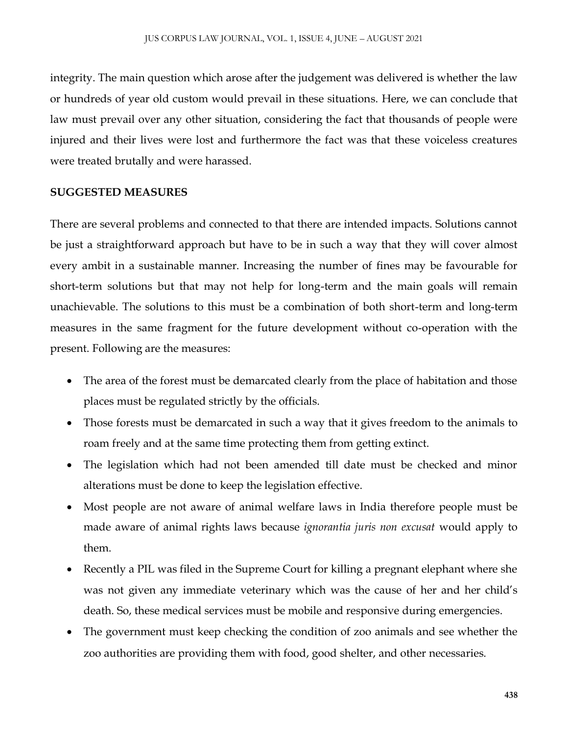integrity. The main question which arose after the judgement was delivered is whether the law or hundreds of year old custom would prevail in these situations. Here, we can conclude that law must prevail over any other situation, considering the fact that thousands of people were injured and their lives were lost and furthermore the fact was that these voiceless creatures were treated brutally and were harassed.

**SUGGESTED MEASURES**

There are several problems and connected to that there are intended impacts. Solutions cannot be just a straightforward approach but have to be in such a way that they will cover almost every ambit in a sustainable manner. Increasing the number of fines may be favourable for short-term solutions but that may not help for long-term and the main goals will remain unachievable. The solutions to this must be a combination of both short-term and long-term measures in the same fragment for the future development without co-operation with the present. Following are the measures:

- The area of the forest must be demarcated clearly from the place of habitation and those places must be regulated strictly by the officials.
- Those forests must be demarcated in such a way that it gives freedom to the animals to roam freely and at the same time protecting them from getting extinct.
- The legislation which had not been amended till date must be checked and minor alterations must be done to keep the legislation effective.
- Most people are not aware of animal welfare laws in India therefore people must be made aware of animal rights laws because *ignorantia juris non excusat* would apply to them.
- Recently a PIL was filed in the Supreme Court for killing a pregnant elephant where she was not given any immediate veterinary which was the cause of her and her child's death. So, these medical services must be mobile and responsive during emergencies.
- The government must keep checking the condition of zoo animals and see whether the zoo authorities are providing them with food, good shelter, and other necessaries.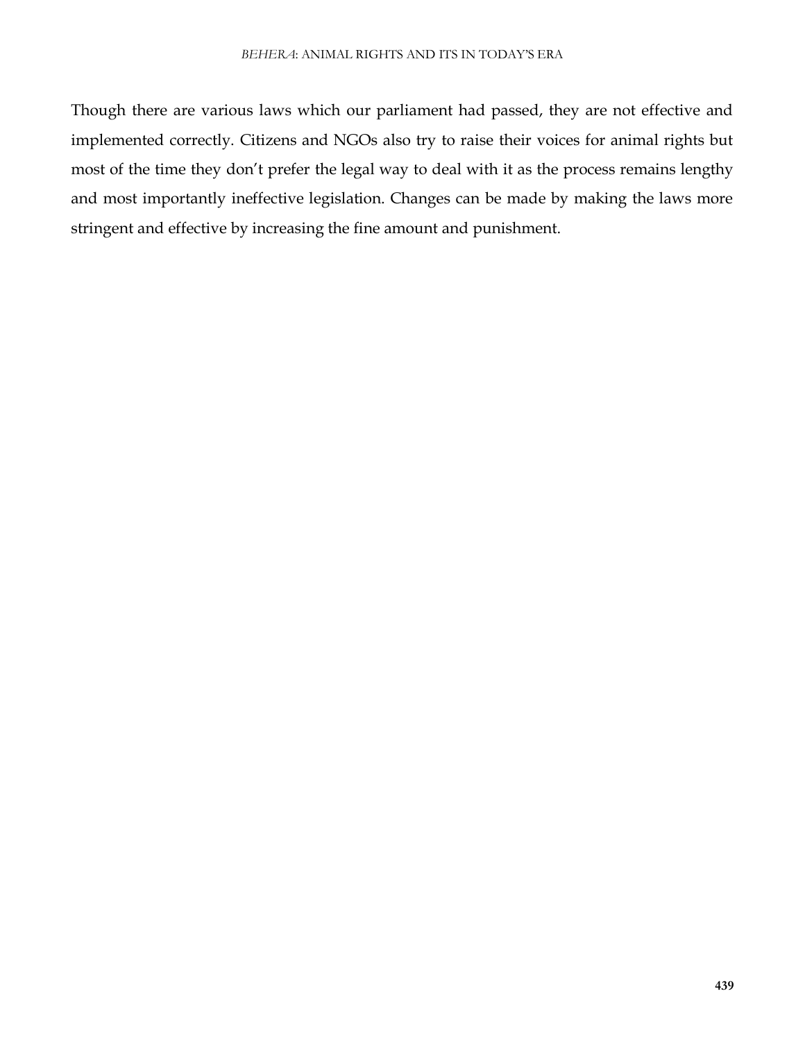Though there are various laws which our parliament had passed, they are not effective and implemented correctly. Citizens and NGOs also try to raise their voices for animal rights but most of the time they don't prefer the legal way to deal with it as the process remains lengthy and most importantly ineffective legislation. Changes can be made by making the laws more stringent and effective by increasing the fine amount and punishment.